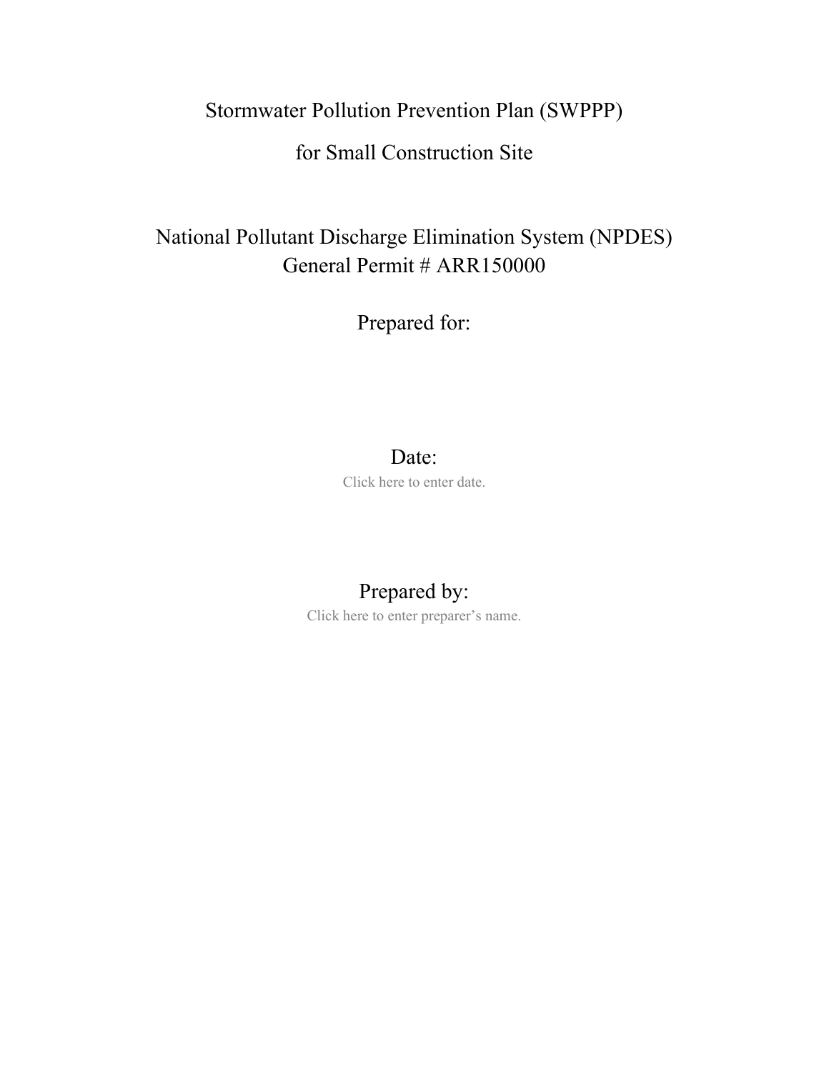# Stormwater Pollution Prevention Plan (SWPPP)

## for Small Construction Site

## National Pollutant Discharge Elimination System (NPDES)
## General Permit # ARR150000

## Prepared for:

## Date:

Click here to enter date.

## Prepared by:

Click here to enter preparer's name.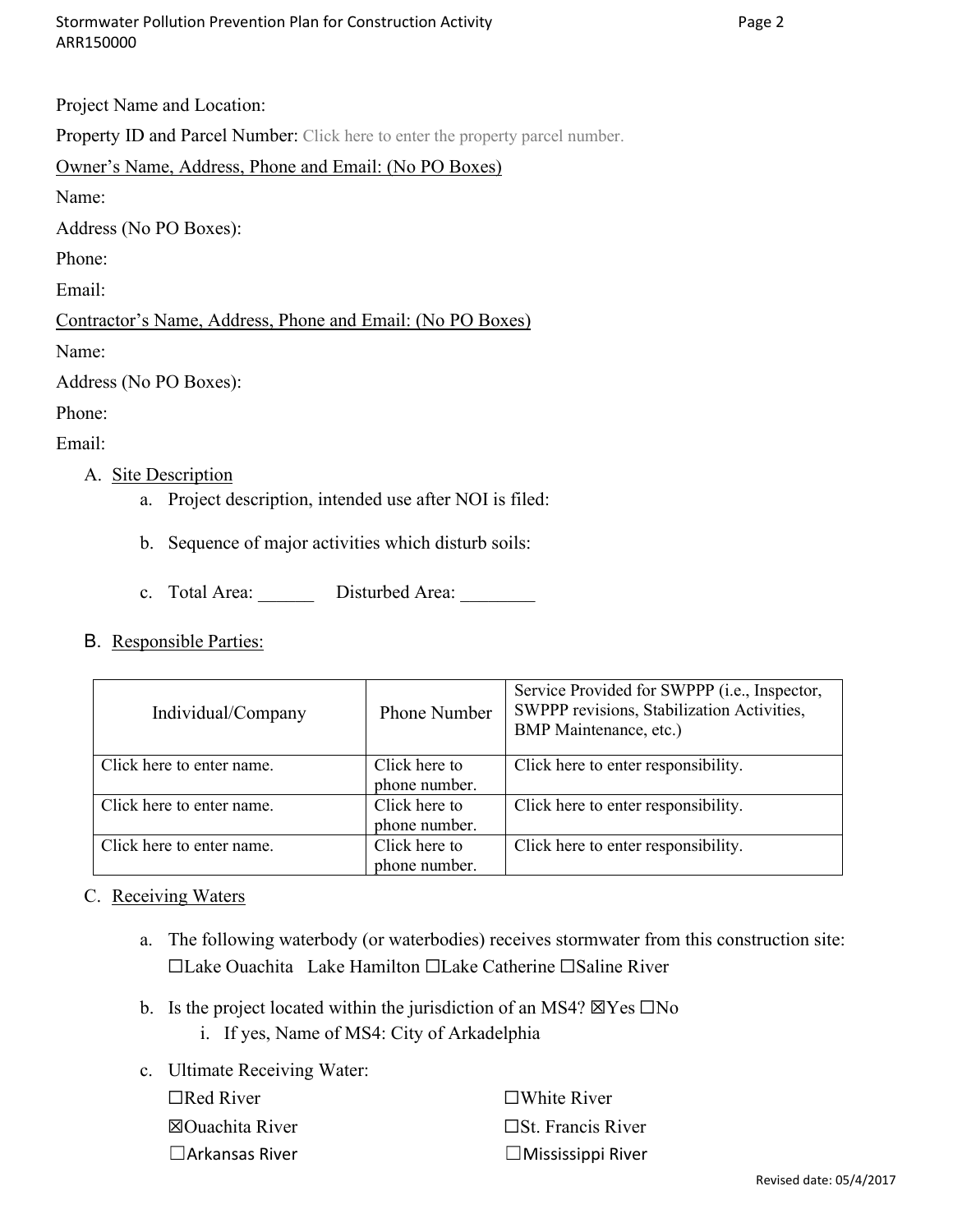Project Name and Location:

Property ID and Parcel Number: Click here to enter the property parcel number.

Owner's Name, Address, Phone and Email: (No PO Boxes)

Name:

Address (No PO Boxes):

Phone:

Email:

Contractor's Name, Address, Phone and Email: (No PO Boxes)

Name:

Address (No PO Boxes):

Phone:

Email:

A. Site Description
   a. Project description, intended use after NOI is filed:

   b. Sequence of major activities which disturb soils:

   c. Total Area: ______ Disturbed Area: ________

B. Responsible Parties:

| Individual/Company | Phone Number | Service Provided for SWPPP (i.e., Inspector, SWPPP revisions, Stabilization Activities, BMP Maintenance, etc.) |
|---|---|---|
| Click here to enter name. | Click here to phone number. | Click here to enter responsibility. |
| Click here to enter name. | Click here to phone number. | Click here to enter responsibility. |
| Click here to enter name. | Click here to phone number. | Click here to enter responsibility. |

C. Receiving Waters

   a. The following waterbody (or waterbodies) receives stormwater from this construction site:
   ☐Lake Ouachita Lake Hamilton ☐Lake Catherine ☐Saline River

   b. Is the project located within the jurisdiction of an MS4? ☒Yes ☐No
      i. If yes, Name of MS4: City of Arkadelphia

   c. Ultimate Receiving Water:

   ☐Red River
   ☒Ouachita River
   ☐Arkansas River
   ☐White River
   ☐St. Francis River
   ☐Mississippi River

Revised date: 05/4/2017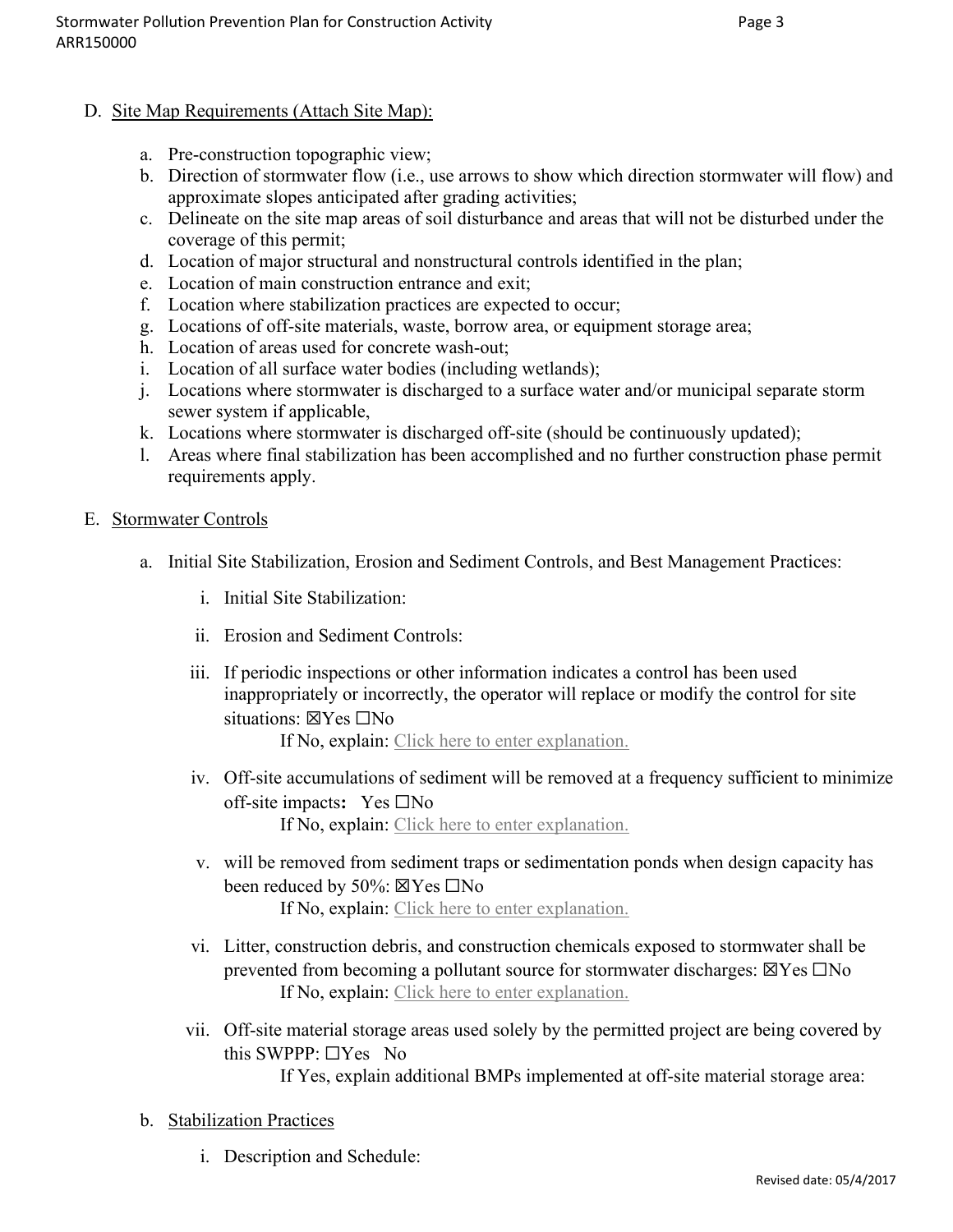D. Site Map Requirements (Attach Site Map):

   a. Pre-construction topographic view;
   b. Direction of stormwater flow (i.e., use arrows to show which direction stormwater will flow) and approximate slopes anticipated after grading activities;
   c. Delineate on the site map areas of soil disturbance and areas that will not be disturbed under the coverage of this permit;
   d. Location of major structural and nonstructural controls identified in the plan;
   e. Location of main construction entrance and exit;
   f. Location where stabilization practices are expected to occur;
   g. Locations of off-site materials, waste, borrow area, or equipment storage area;
   h. Location of areas used for concrete wash-out;
   i. Location of all surface water bodies (including wetlands);
   j. Locations where stormwater is discharged to a surface water and/or municipal separate storm sewer system if applicable,
   k. Locations where stormwater is discharged off-site (should be continuously updated);
   l. Areas where final stabilization has been accomplished and no further construction phase permit requirements apply.

E. Stormwater Controls

   a. Initial Site Stabilization, Erosion and Sediment Controls, and Best Management Practices:

      i. Initial Site Stabilization:

      ii. Erosion and Sediment Controls:

      iii. If periodic inspections or other information indicates a control has been used inappropriately or incorrectly, the operator will replace or modify the control for site situations: ☒Yes ☐No

         If No, explain: Click here to enter explanation.

      iv. Off-site accumulations of sediment will be removed at a frequency sufficient to minimize off-site impacts: Yes ☐No

         If No, explain: Click here to enter explanation.

      v. will be removed from sediment traps or sedimentation ponds when design capacity has been reduced by 50%: ☒Yes ☐No

         If No, explain: Click here to enter explanation.

      vi. Litter, construction debris, and construction chemicals exposed to stormwater shall be prevented from becoming a pollutant source for stormwater discharges: ☒Yes ☐No

         If No, explain: Click here to enter explanation.

      vii. Off-site material storage areas used solely by the permitted project are being covered by this SWPPP: ☐Yes No

         If Yes, explain additional BMPs implemented at off-site material storage area:

   b. Stabilization Practices

      i. Description and Schedule: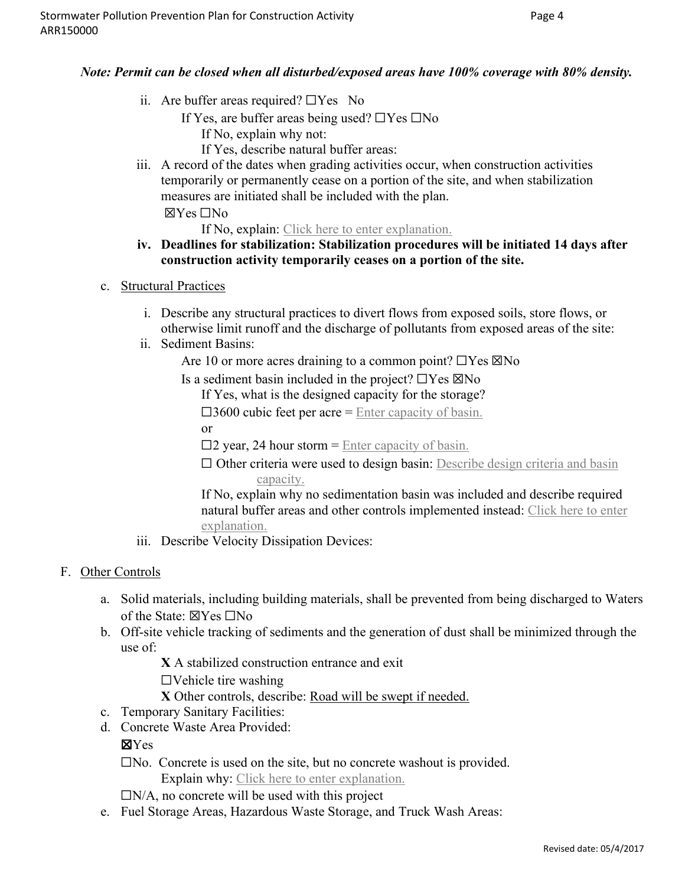***Note: Permit can be closed when all disturbed/exposed areas have 100% coverage with 80% density.***

ii. Are buffer areas required? ☐Yes No

   If Yes, are buffer areas being used? ☐Yes ☐No

      If No, explain why not:

      If Yes, describe natural buffer areas:

iii. A record of the dates when grading activities occur, when construction activities temporarily or permanently cease on a portion of the site, and when stabilization measures are initiated shall be included with the plan.

   ☒Yes ☐No

      If No, explain: Click here to enter explanation.

**iv. Deadlines for stabilization: Stabilization procedures will be initiated 14 days after construction activity temporarily ceases on a portion of the site.**

c. Structural Practices

   i. Describe any structural practices to divert flows from exposed soils, store flows, or otherwise limit runoff and the discharge of pollutants from exposed areas of the site:

   ii. Sediment Basins:

      Are 10 or more acres draining to a common point? ☐Yes ☒No

      Is a sediment basin included in the project? ☐Yes ☒No

         If Yes, what is the designed capacity for the storage?

         ☐3600 cubic feet per acre = Enter capacity of basin.

         or

         ☐2 year, 24 hour storm = Enter capacity of basin.

         ☐ Other criteria were used to design basin: Describe design criteria and basin capacity.

         If No, explain why no sedimentation basin was included and describe required natural buffer areas and other controls implemented instead: Click here to enter explanation.

   iii. Describe Velocity Dissipation Devices:

F. Other Controls

   a. Solid materials, including building materials, shall be prevented from being discharged to Waters of the State: ☒Yes ☐No

   b. Off-site vehicle tracking of sediments and the generation of dust shall be minimized through the use of:

      **X** A stabilized construction entrance and exit

      ☐Vehicle tire washing

      **X** Other controls, describe: Road will be swept if needed.

   c. Temporary Sanitary Facilities:

   d. Concrete Waste Area Provided:

      ☒Yes

      ☐No. Concrete is used on the site, but no concrete washout is provided.

         Explain why: Click here to enter explanation.

      ☐N/A, no concrete will be used with this project

   e. Fuel Storage Areas, Hazardous Waste Storage, and Truck Wash Areas: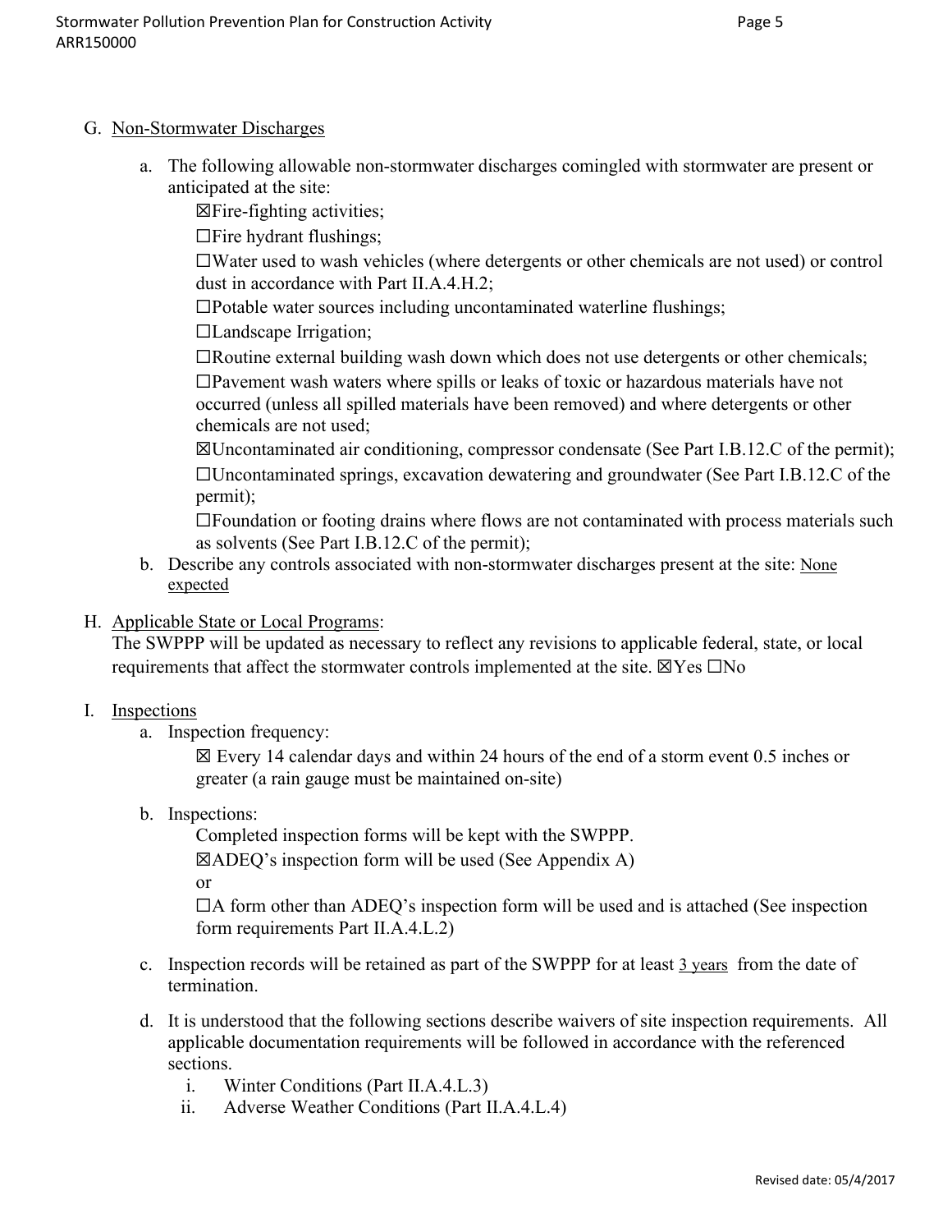G. Non-Stormwater Discharges

a. The following allowable non-stormwater discharges comingled with stormwater are present or anticipated at the site:

☒Fire-fighting activities;

☐Fire hydrant flushings;

☐Water used to wash vehicles (where detergents or other chemicals are not used) or control dust in accordance with Part II.A.4.H.2;

☐Potable water sources including uncontaminated waterline flushings;

☐Landscape Irrigation;

☐Routine external building wash down which does not use detergents or other chemicals;

☐Pavement wash waters where spills or leaks of toxic or hazardous materials have not occurred (unless all spilled materials have been removed) and where detergents or other chemicals are not used;

☒Uncontaminated air conditioning, compressor condensate (See Part I.B.12.C of the permit);

☐Uncontaminated springs, excavation dewatering and groundwater (See Part I.B.12.C of the permit);

☐Foundation or footing drains where flows are not contaminated with process materials such as solvents (See Part I.B.12.C of the permit);

b. Describe any controls associated with non-stormwater discharges present at the site: None expected

H. Applicable State or Local Programs:

The SWPPP will be updated as necessary to reflect any revisions to applicable federal, state, or local requirements that affect the stormwater controls implemented at the site. ☒Yes ☐No

I. Inspections

a. Inspection frequency:

☒ Every 14 calendar days and within 24 hours of the end of a storm event 0.5 inches or greater (a rain gauge must be maintained on-site)

b. Inspections:

Completed inspection forms will be kept with the SWPPP.

☒ADEQ's inspection form will be used (See Appendix A)

or

☐A form other than ADEQ's inspection form will be used and is attached (See inspection form requirements Part II.A.4.L.2)

c. Inspection records will be retained as part of the SWPPP for at least 3 years from the date of termination.

d. It is understood that the following sections describe waivers of site inspection requirements. All applicable documentation requirements will be followed in accordance with the referenced sections.

i. Winter Conditions (Part II.A.4.L.3)

ii. Adverse Weather Conditions (Part II.A.4.L.4)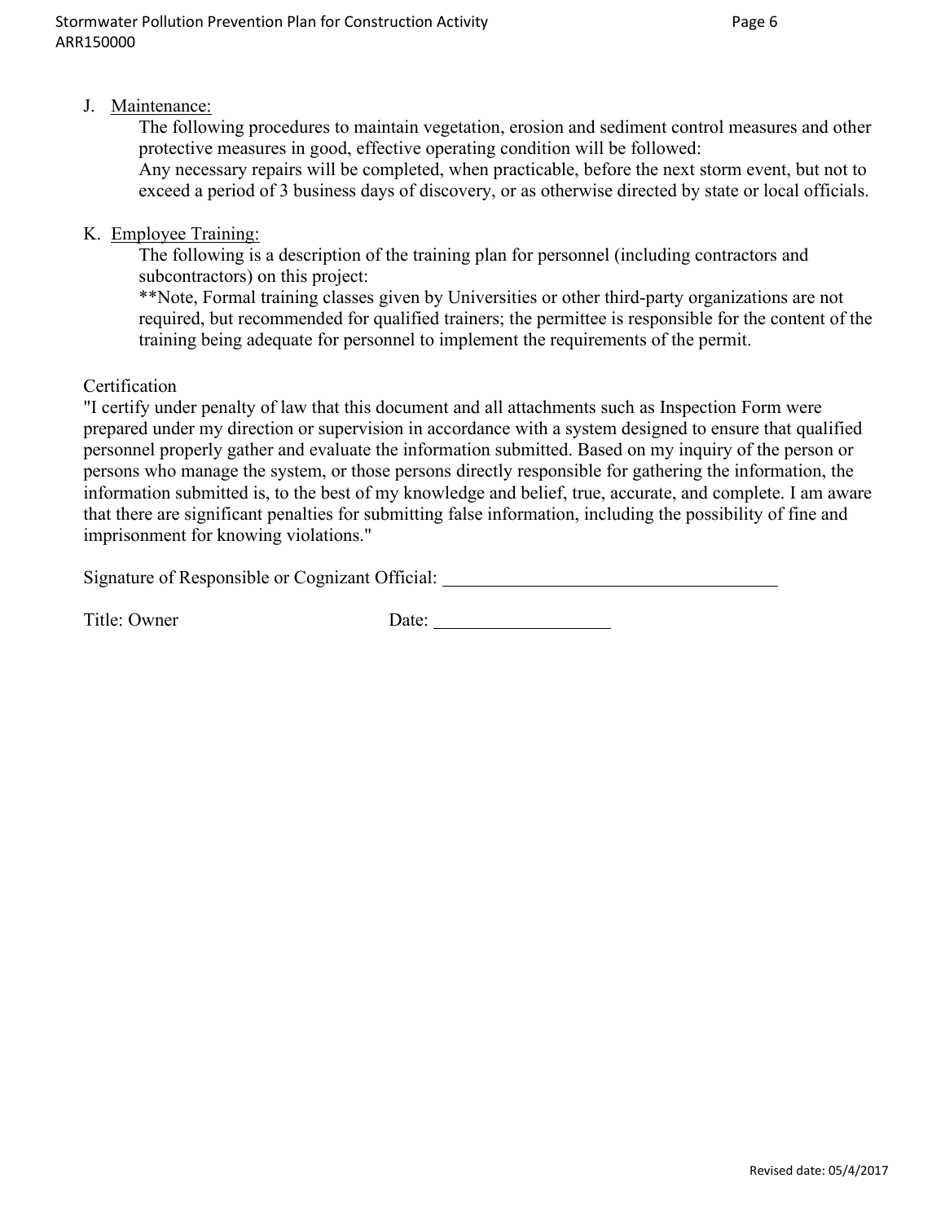J. <u>Maintenance:</u>

The following procedures to maintain vegetation, erosion and sediment control measures and other protective measures in good, effective operating condition will be followed:
Any necessary repairs will be completed, when practicable, before the next storm event, but not to exceed a period of 3 business days of discovery, or as otherwise directed by state or local officials.

K. <u>Employee Training:</u>

The following is a description of the training plan for personnel (including contractors and subcontractors) on this project:
**Note, Formal training classes given by Universities or other third-party organizations are not required, but recommended for qualified trainers; the permittee is responsible for the content of the training being adequate for personnel to implement the requirements of the permit.

Certification

"I certify under penalty of law that this document and all attachments such as Inspection Form were prepared under my direction or supervision in accordance with a system designed to ensure that qualified personnel properly gather and evaluate the information submitted. Based on my inquiry of the person or persons who manage the system, or those persons directly responsible for gathering the information, the information submitted is, to the best of my knowledge and belief, true, accurate, and complete. I am aware that there are significant penalties for submitting false information, including the possibility of fine and imprisonment for knowing violations."

Signature of Responsible or Cognizant Official: ____________________________________

Title: Owner Date: ___________________

Revised date: 05/4/2017